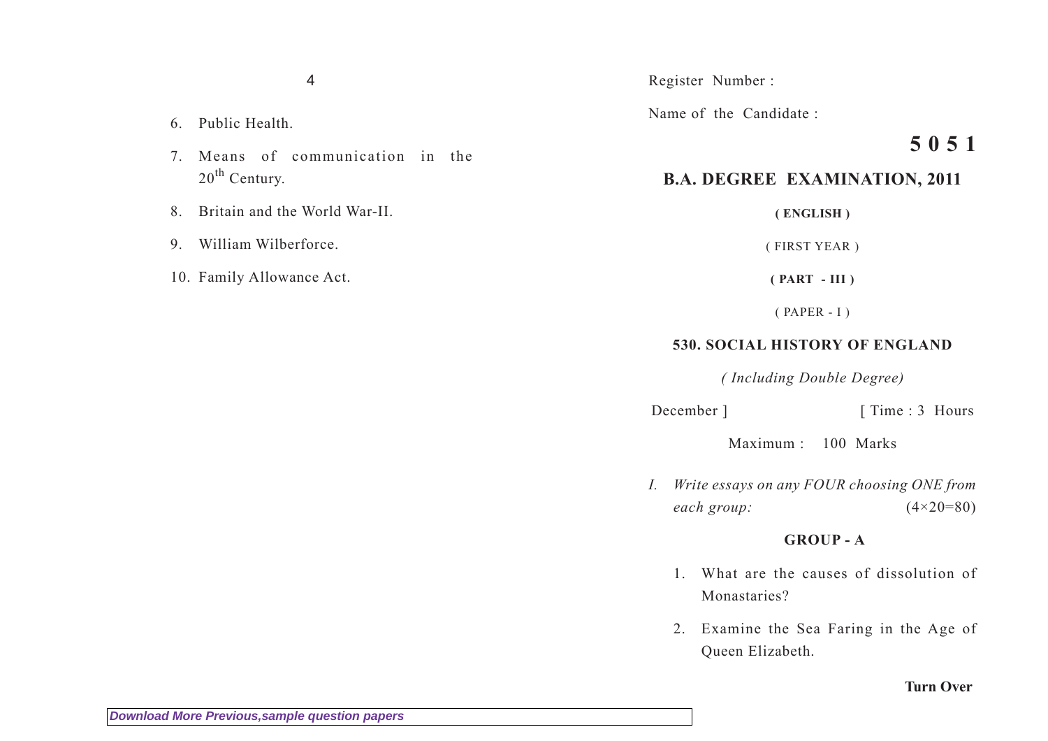6. Public Health.

7. Means of communication in the 20th Century.

8. Britain and the World War-II.

9. William Wilberforce.

10. Family Allowance Act.

Register Number :

Name of the Candidate :

**5 0 5 1**

# B.A. DEGREE EXAMINATION, 2011

**( ENGLISH )**

( FIRST YEAR )

**( PART - III )**

( PAPER - I )

## 530. SOCIAL HISTORY OF ENGLAND

*( Including Double Degree)*

December ] [ Time : 3 Hours

Maximum : 100 Marks

I. *Write essays on any FOUR choosing ONE from each group:* (4×20=80)

### GROUP - A

1. What are the causes of dissolution of Monastaries?

2. Examine the Sea Faring in the Age of Queen Elizabeth.

**Turn Over**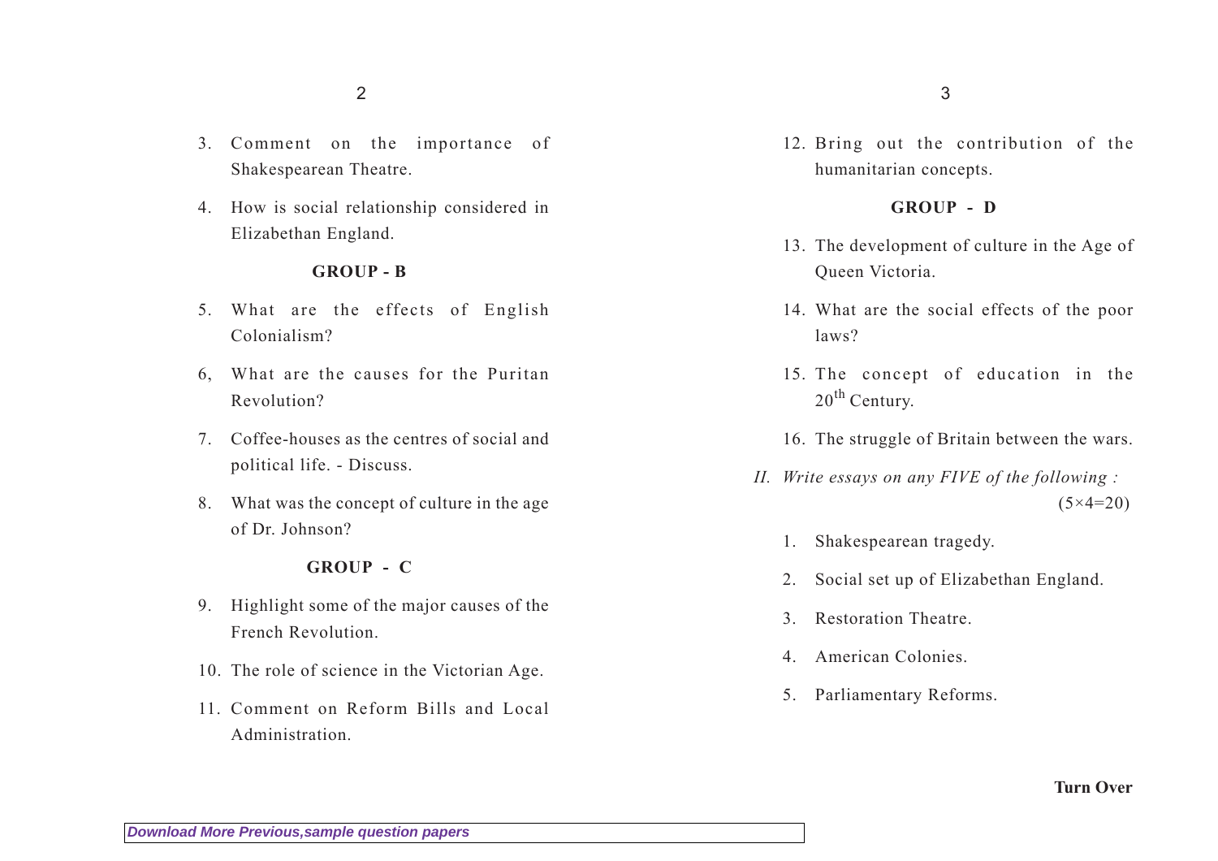3. Comment on the importance of Shakespearean Theatre.

4. How is social relationship considered in Elizabethan England.

**GROUP - B**

5. What are the effects of English Colonialism?

6, What are the causes for the Puritan Revolution?

7. Coffee-houses as the centres of social and political life. - Discuss.

8. What was the concept of culture in the age of Dr. Johnson?

**GROUP - C**

9. Highlight some of the major causes of the French Revolution.

10. The role of science in the Victorian Age.

11. Comment on Reform Bills and Local Administration.

12. Bring out the contribution of the humanitarian concepts.

**GROUP - D**

13. The development of culture in the Age of Queen Victoria.

14. What are the social effects of the poor laws?

15. The concept of education in the $20^{th}$ Century.

16. The struggle of Britain between the wars.

*II. Write essays on any FIVE of the following :* (5×4=20)

1. Shakespearean tragedy.
2. Social set up of Elizabethan England.
3. Restoration Theatre.
4. American Colonies.
5. Parliamentary Reforms.

**Turn Over**